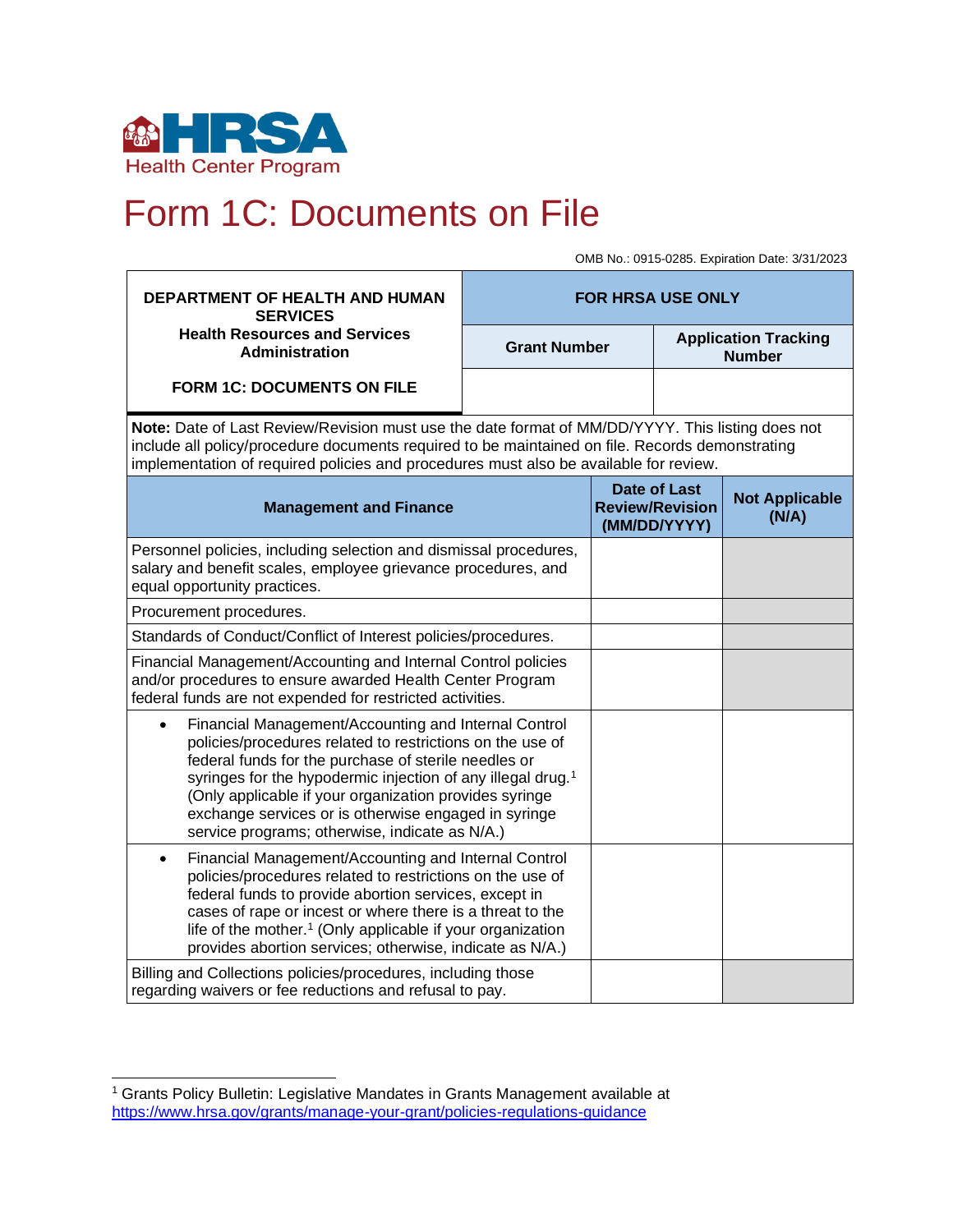HRSA Health Center Program

# Form 1C: Documents on File

OMB No.: 0915-0285. Expiration Date: 3/31/2023

| DEPARTMENT OF HEALTH AND HUMAN SERVICES Health Resources and Services Administration | FOR HRSA USE ONLY | |
|---|---|---|
| | **Grant Number** | **Application Tracking Number** |
| **FORM 1C: DOCUMENTS ON FILE** | | |

**Note:** Date of Last Review/Revision must use the date format of MM/DD/YYYY. This listing does not include all policy/procedure documents required to be maintained on file. Records demonstrating implementation of required policies and procedures must also be available for review.

| Management and Finance | Date of Last Review/Revision (MM/DD/YYYY) | Not Applicable (N/A) |
|---|---|---|
| Personnel policies, including selection and dismissal procedures, salary and benefit scales, employee grievance procedures, and equal opportunity practices. | | |
| Procurement procedures. | | |
| Standards of Conduct/Conflict of Interest policies/procedures. | | |
| Financial Management/Accounting and Internal Control policies and/or procedures to ensure awarded Health Center Program federal funds are not expended for restricted activities. | | |
| • Financial Management/Accounting and Internal Control policies/procedures related to restrictions on the use of federal funds for the purchase of sterile needles or syringes for the hypodermic injection of any illegal drug.[1] (Only applicable if your organization provides syringe exchange services or is otherwise engaged in syringe service programs; otherwise, indicate as N/A.) | | |
| • Financial Management/Accounting and Internal Control policies/procedures related to restrictions on the use of federal funds to provide abortion services, except in cases of rape or incest or where there is a threat to the life of the mother.[1] (Only applicable if your organization provides abortion services; otherwise, indicate as N/A.) | | |
| Billing and Collections policies/procedures, including those regarding waivers or fee reductions and refusal to pay. | | |

[1] Grants Policy Bulletin: Legislative Mandates in Grants Management available at https://www.hrsa.gov/grants/manage-your-grant/policies-regulations-guidance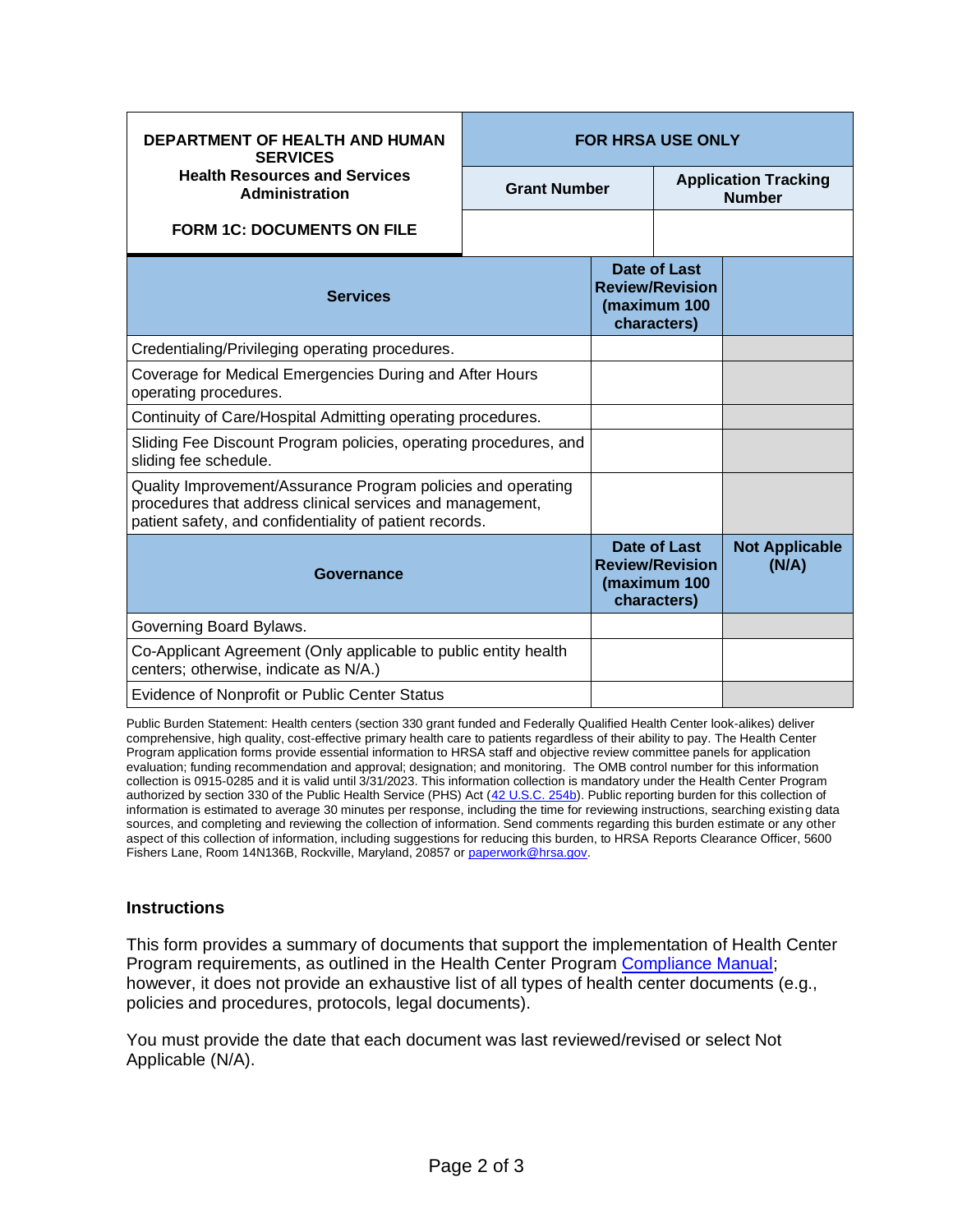| DEPARTMENT OF HEALTH AND HUMAN SERVICES<br>Health Resources and Services Administration<br><br>FORM 1C: DOCUMENTS ON FILE | FOR HRSA USE ONLY | |
|---|---|---|
| | Grant Number | Application Tracking Number |
| | | |

| Services | Date of Last Review/Revision (maximum 100 characters) | |
|---|---|---|
| Credentialing/Privileging operating procedures. | | |
| Coverage for Medical Emergencies During and After Hours operating procedures. | | |
| Continuity of Care/Hospital Admitting operating procedures. | | |
| Sliding Fee Discount Program policies, operating procedures, and sliding fee schedule. | | |
| Quality Improvement/Assurance Program policies and operating procedures that address clinical services and management, patient safety, and confidentiality of patient records. | | |
| **Governance** | **Date of Last Review/Revision (maximum 100 characters)** | **Not Applicable (N/A)** |
| Governing Board Bylaws. | | |
| Co-Applicant Agreement (Only applicable to public entity health centers; otherwise, indicate as N/A.) | | |
| Evidence of Nonprofit or Public Center Status | | |

Public Burden Statement: Health centers (section 330 grant funded and Federally Qualified Health Center look-alikes) deliver comprehensive, high quality, cost-effective primary health care to patients regardless of their ability to pay. The Health Center Program application forms provide essential information to HRSA staff and objective review committee panels for application evaluation; funding recommendation and approval; designation; and monitoring. The OMB control number for this information collection is 0915-0285 and it is valid until 3/31/2023. This information collection is mandatory under the Health Center Program authorized by section 330 of the Public Health Service (PHS) Act (42 U.S.C. 254b). Public reporting burden for this collection of information is estimated to average 30 minutes per response, including the time for reviewing instructions, searching existing data sources, and completing and reviewing the collection of information. Send comments regarding this burden estimate or any other aspect of this collection of information, including suggestions for reducing this burden, to HRSA Reports Clearance Officer, 5600 Fishers Lane, Room 14N136B, Rockville, Maryland, 20857 or paperwork@hrsa.gov.

### Instructions

This form provides a summary of documents that support the implementation of Health Center Program requirements, as outlined in the Health Center Program Compliance Manual; however, it does not provide an exhaustive list of all types of health center documents (e.g., policies and procedures, protocols, legal documents).

You must provide the date that each document was last reviewed/revised or select Not Applicable (N/A).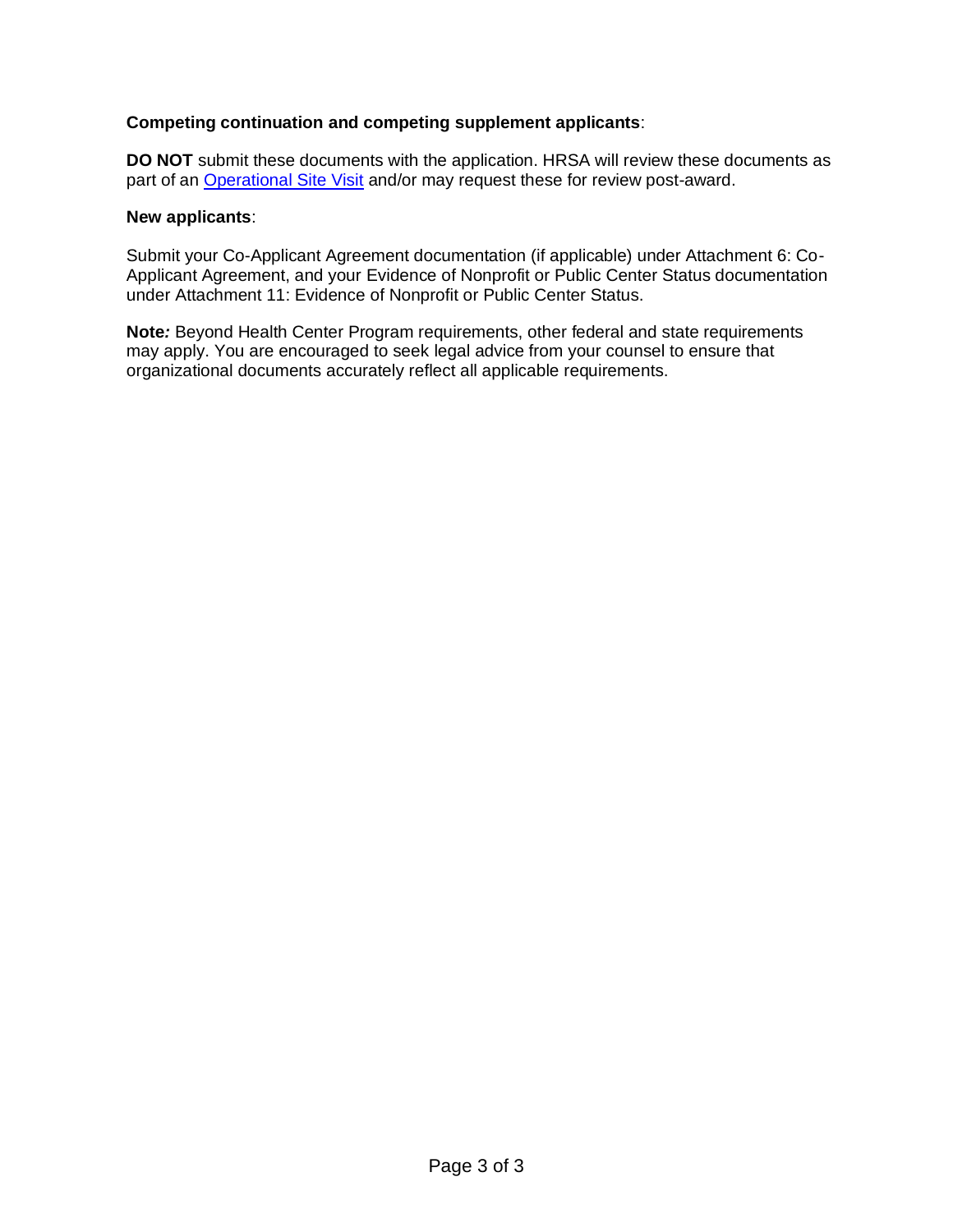**Competing continuation and competing supplement applicants**:

**DO NOT** submit these documents with the application. HRSA will review these documents as part of an Operational Site Visit and/or may request these for review post-award.

**New applicants**:

Submit your Co-Applicant Agreement documentation (if applicable) under Attachment 6: Co-Applicant Agreement, and your Evidence of Nonprofit or Public Center Status documentation under Attachment 11: Evidence of Nonprofit or Public Center Status.

**Note***:* Beyond Health Center Program requirements, other federal and state requirements may apply. You are encouraged to seek legal advice from your counsel to ensure that organizational documents accurately reflect all applicable requirements.